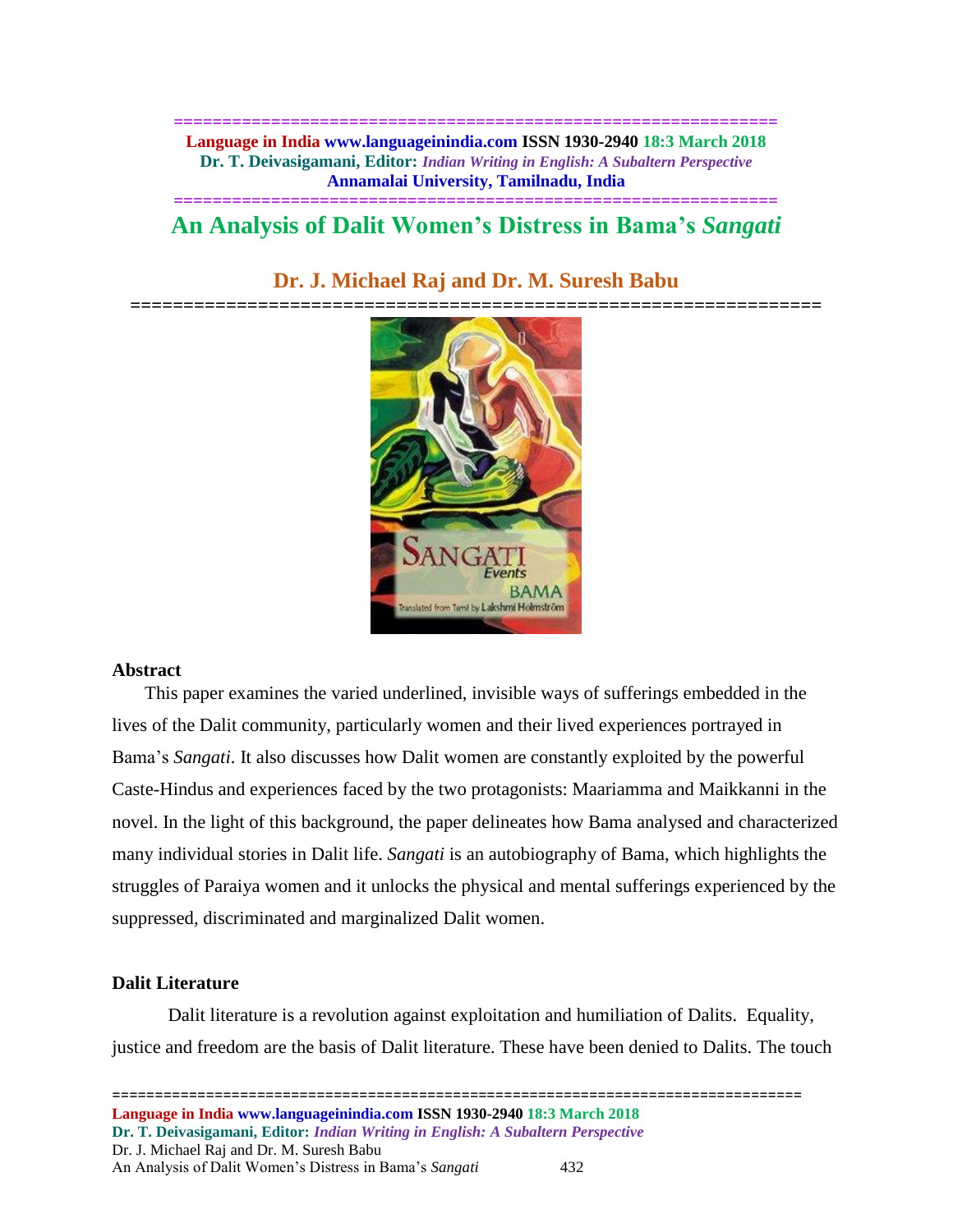# An Analysis of Dalit Women's Distress in Bama's *Sangati*

## Dr. J. Michael Raj and Dr. M. Suresh Babu

### Abstract

This paper examines the varied underlined, invisible ways of sufferings embedded in the lives of the Dalit community, particularly women and their lived experiences portrayed in Bama's *Sangati*. It also discusses how Dalit women are constantly exploited by the powerful Caste-Hindus and experiences faced by the two protagonists: Maariamma and Maikkanni in the novel. In the light of this background, the paper delineates how Bama analysed and characterized many individual stories in Dalit life. *Sangati* is an autobiography of Bama, which highlights the struggles of Paraiya women and it unlocks the physical and mental sufferings experienced by the suppressed, discriminated and marginalized Dalit women.

### Dalit Literature

Dalit literature is a revolution against exploitation and humiliation of Dalits. Equality, justice and freedom are the basis of Dalit literature. These have been denied to Dalits. The touch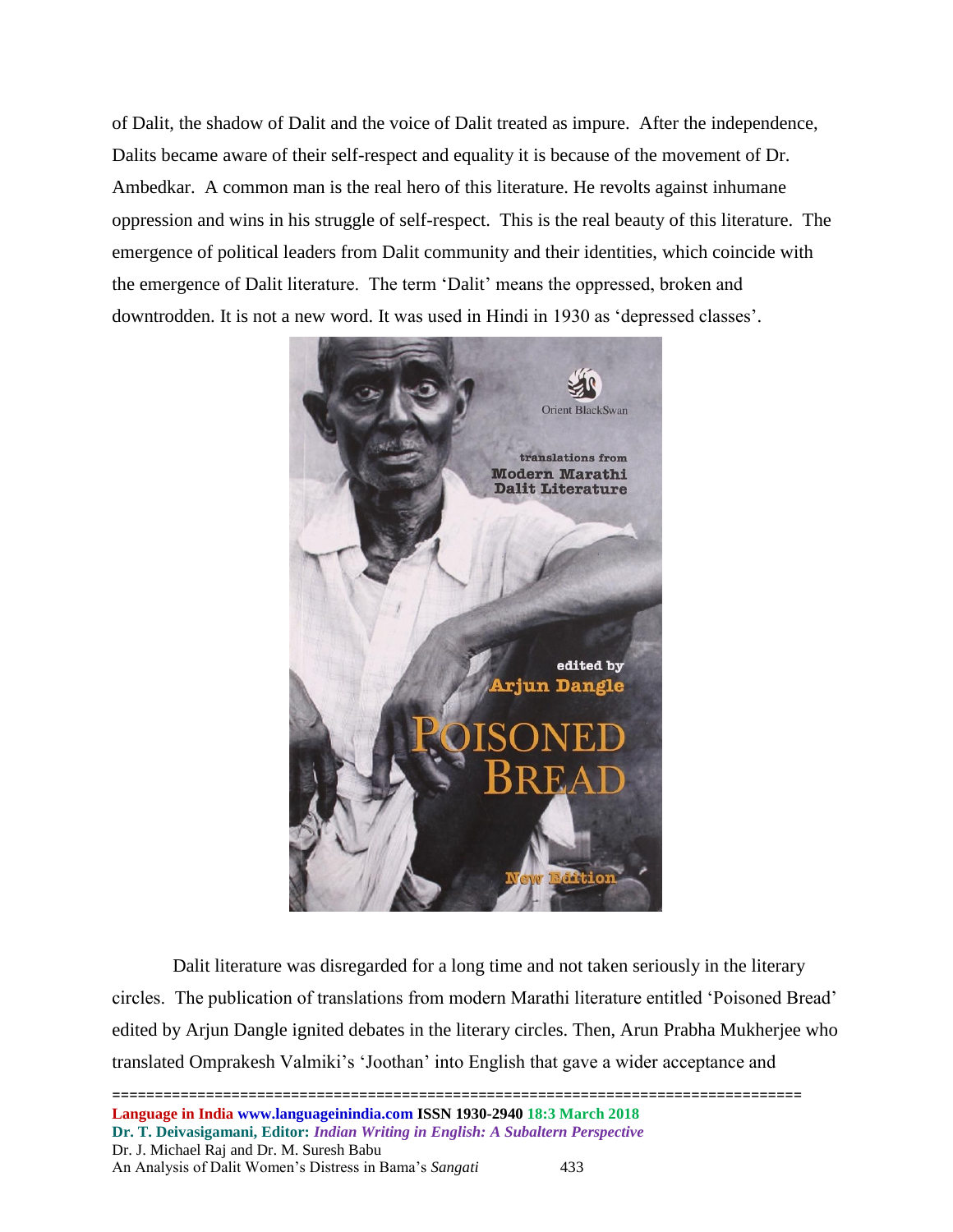of Dalit, the shadow of Dalit and the voice of Dalit treated as impure. After the independence, Dalits became aware of their self-respect and equality it is because of the movement of Dr. Ambedkar. A common man is the real hero of this literature. He revolts against inhumane oppression and wins in his struggle of self-respect. This is the real beauty of this literature. The emergence of political leaders from Dalit community and their identities, which coincide with the emergence of Dalit literature. The term 'Dalit' means the oppressed, broken and downtrodden. It is not a new word. It was used in Hindi in 1930 as 'depressed classes'.

Dalit literature was disregarded for a long time and not taken seriously in the literary circles. The publication of translations from modern Marathi literature entitled 'Poisoned Bread' edited by Arjun Dangle ignited debates in the literary circles. Then, Arun Prabha Mukherjee who translated Omprakesh Valmiki's 'Joothan' into English that gave a wider acceptance and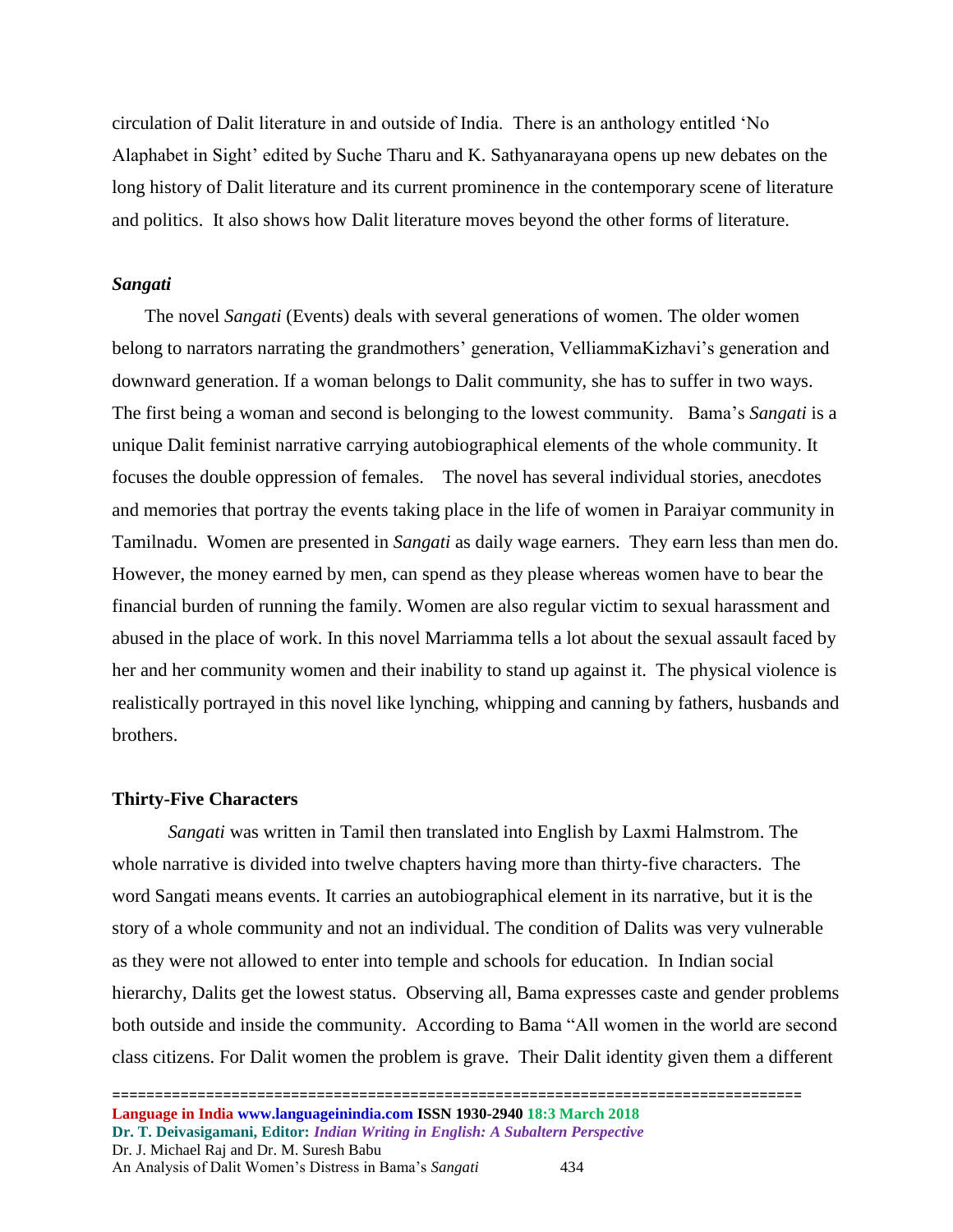circulation of Dalit literature in and outside of India. There is an anthology entitled 'No Alaphabet in Sight' edited by Suche Tharu and K. Sathyanarayana opens up new debates on the long history of Dalit literature and its current prominence in the contemporary scene of literature and politics. It also shows how Dalit literature moves beyond the other forms of literature.

### *Sangati*

The novel *Sangati* (Events) deals with several generations of women. The older women belong to narrators narrating the grandmothers' generation, VelliammaKizhavi's generation and downward generation. If a woman belongs to Dalit community, she has to suffer in two ways. The first being a woman and second is belonging to the lowest community. Bama's *Sangati* is a unique Dalit feminist narrative carrying autobiographical elements of the whole community. It focuses the double oppression of females. The novel has several individual stories, anecdotes and memories that portray the events taking place in the life of women in Paraiyar community in Tamilnadu. Women are presented in *Sangati* as daily wage earners. They earn less than men do. However, the money earned by men, can spend as they please whereas women have to bear the financial burden of running the family. Women are also regular victim to sexual harassment and abused in the place of work. In this novel Marriamma tells a lot about the sexual assault faced by her and her community women and their inability to stand up against it. The physical violence is realistically portrayed in this novel like lynching, whipping and canning by fathers, husbands and brothers.

### Thirty-Five Characters

*Sangati* was written in Tamil then translated into English by Laxmi Halmstrom. The whole narrative is divided into twelve chapters having more than thirty-five characters. The word Sangati means events. It carries an autobiographical element in its narrative, but it is the story of a whole community and not an individual. The condition of Dalits was very vulnerable as they were not allowed to enter into temple and schools for education. In Indian social hierarchy, Dalits get the lowest status. Observing all, Bama expresses caste and gender problems both outside and inside the community. According to Bama "All women in the world are second class citizens. For Dalit women the problem is grave. Their Dalit identity given them a different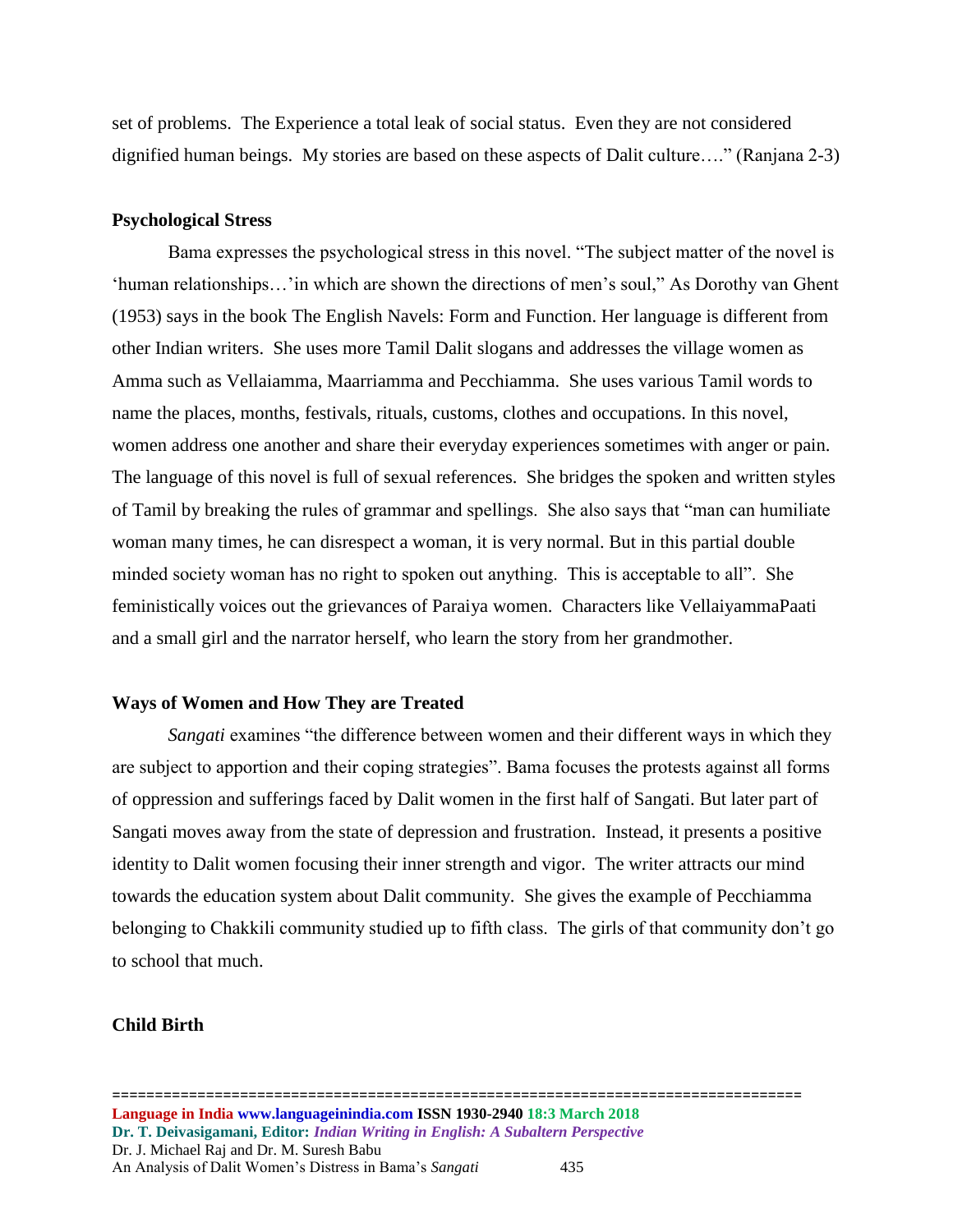set of problems. The Experience a total leak of social status. Even they are not considered dignified human beings. My stories are based on these aspects of Dalit culture…." (Ranjana 2-3)

## Psychological Stress

Bama expresses the psychological stress in this novel. "The subject matter of the novel is 'human relationships…'in which are shown the directions of men's soul," As Dorothy van Ghent (1953) says in the book The English Navels: Form and Function. Her language is different from other Indian writers. She uses more Tamil Dalit slogans and addresses the village women as Amma such as Vellaiamma, Maarriamma and Pecchiamma. She uses various Tamil words to name the places, months, festivals, rituals, customs, clothes and occupations. In this novel, women address one another and share their everyday experiences sometimes with anger or pain. The language of this novel is full of sexual references. She bridges the spoken and written styles of Tamil by breaking the rules of grammar and spellings. She also says that "man can humiliate woman many times, he can disrespect a woman, it is very normal. But in this partial double minded society woman has no right to spoken out anything. This is acceptable to all". She feministically voices out the grievances of Paraiya women. Characters like VellaiyammaPaati and a small girl and the narrator herself, who learn the story from her grandmother.

## Ways of Women and How They are Treated

*Sangati* examines "the difference between women and their different ways in which they are subject to apportion and their coping strategies". Bama focuses the protests against all forms of oppression and sufferings faced by Dalit women in the first half of Sangati. But later part of Sangati moves away from the state of depression and frustration. Instead, it presents a positive identity to Dalit women focusing their inner strength and vigor. The writer attracts our mind towards the education system about Dalit community. She gives the example of Pecchiamma belonging to Chakkili community studied up to fifth class. The girls of that community don't go to school that much.

## Child Birth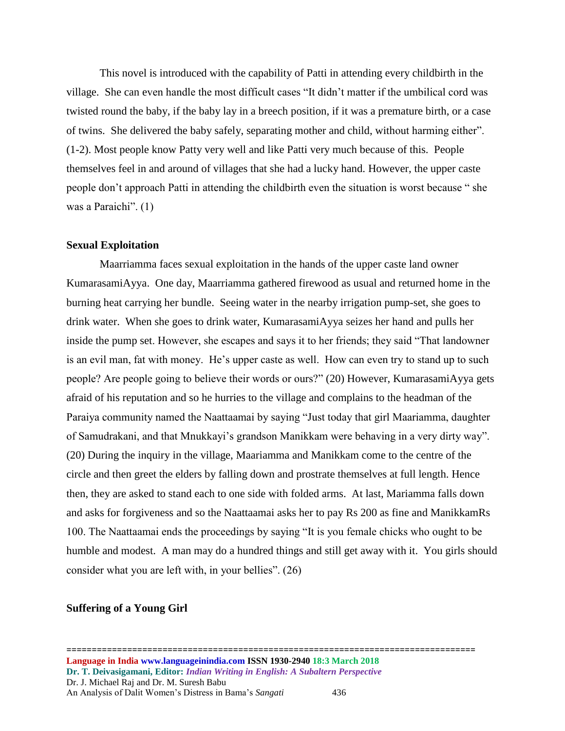This novel is introduced with the capability of Patti in attending every childbirth in the village. She can even handle the most difficult cases "It didn't matter if the umbilical cord was twisted round the baby, if the baby lay in a breech position, if it was a premature birth, or a case of twins. She delivered the baby safely, separating mother and child, without harming either". (1-2). Most people know Patty very well and like Patti very much because of this. People themselves feel in and around of villages that she had a lucky hand. However, the upper caste people don't approach Patti in attending the childbirth even the situation is worst because " she was a Paraichi". (1)

**Sexual Exploitation**

Maarriamma faces sexual exploitation in the hands of the upper caste land owner KumarasamiAyya. One day, Maarriamma gathered firewood as usual and returned home in the burning heat carrying her bundle. Seeing water in the nearby irrigation pump-set, she goes to drink water. When she goes to drink water, KumarasamiAyya seizes her hand and pulls her inside the pump set. However, she escapes and says it to her friends; they said "That landowner is an evil man, fat with money. He's upper caste as well. How can even try to stand up to such people? Are people going to believe their words or ours?" (20) However, KumarasamiAyya gets afraid of his reputation and so he hurries to the village and complains to the headman of the Paraiya community named the Naattaamai by saying "Just today that girl Maariamma, daughter of Samudrakani, and that Mnukkayi's grandson Manikkam were behaving in a very dirty way". (20) During the inquiry in the village, Maariamma and Manikkam come to the centre of the circle and then greet the elders by falling down and prostrate themselves at full length. Hence then, they are asked to stand each to one side with folded arms. At last, Mariamma falls down and asks for forgiveness and so the Naattaamai asks her to pay Rs 200 as fine and ManikkamRs 100. The Naattaamai ends the proceedings by saying "It is you female chicks who ought to be humble and modest. A man may do a hundred things and still get away with it. You girls should consider what you are left with, in your bellies". (26)

**Suffering of a Young Girl**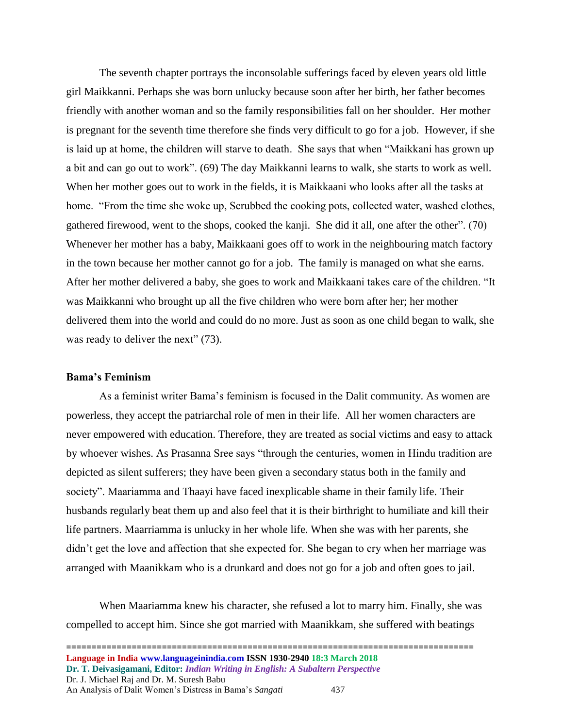The seventh chapter portrays the inconsolable sufferings faced by eleven years old little girl Maikkanni. Perhaps she was born unlucky because soon after her birth, her father becomes friendly with another woman and so the family responsibilities fall on her shoulder. Her mother is pregnant for the seventh time therefore she finds very difficult to go for a job. However, if she is laid up at home, the children will starve to death. She says that when "Maikkani has grown up a bit and can go out to work". (69) The day Maikkanni learns to walk, she starts to work as well. When her mother goes out to work in the fields, it is Maikkaani who looks after all the tasks at home. "From the time she woke up, Scrubbed the cooking pots, collected water, washed clothes, gathered firewood, went to the shops, cooked the kanji. She did it all, one after the other". (70) Whenever her mother has a baby, Maikkaani goes off to work in the neighbouring match factory in the town because her mother cannot go for a job. The family is managed on what she earns. After her mother delivered a baby, she goes to work and Maikkaani takes care of the children. "It was Maikkanni who brought up all the five children who were born after her; her mother delivered them into the world and could do no more. Just as soon as one child began to walk, she was ready to deliver the next" (73).

### Bama's Feminism

As a feminist writer Bama's feminism is focused in the Dalit community. As women are powerless, they accept the patriarchal role of men in their life. All her women characters are never empowered with education. Therefore, they are treated as social victims and easy to attack by whoever wishes. As Prasanna Sree says "through the centuries, women in Hindu tradition are depicted as silent sufferers; they have been given a secondary status both in the family and society". Maariamma and Thaayi have faced inexplicable shame in their family life. Their husbands regularly beat them up and also feel that it is their birthright to humiliate and kill their life partners. Maarriamma is unlucky in her whole life. When she was with her parents, she didn't get the love and affection that she expected for. She began to cry when her marriage was arranged with Maanikkam who is a drunkard and does not go for a job and often goes to jail.

When Maariamma knew his character, she refused a lot to marry him. Finally, she was compelled to accept him. Since she got married with Maanikkam, she suffered with beatings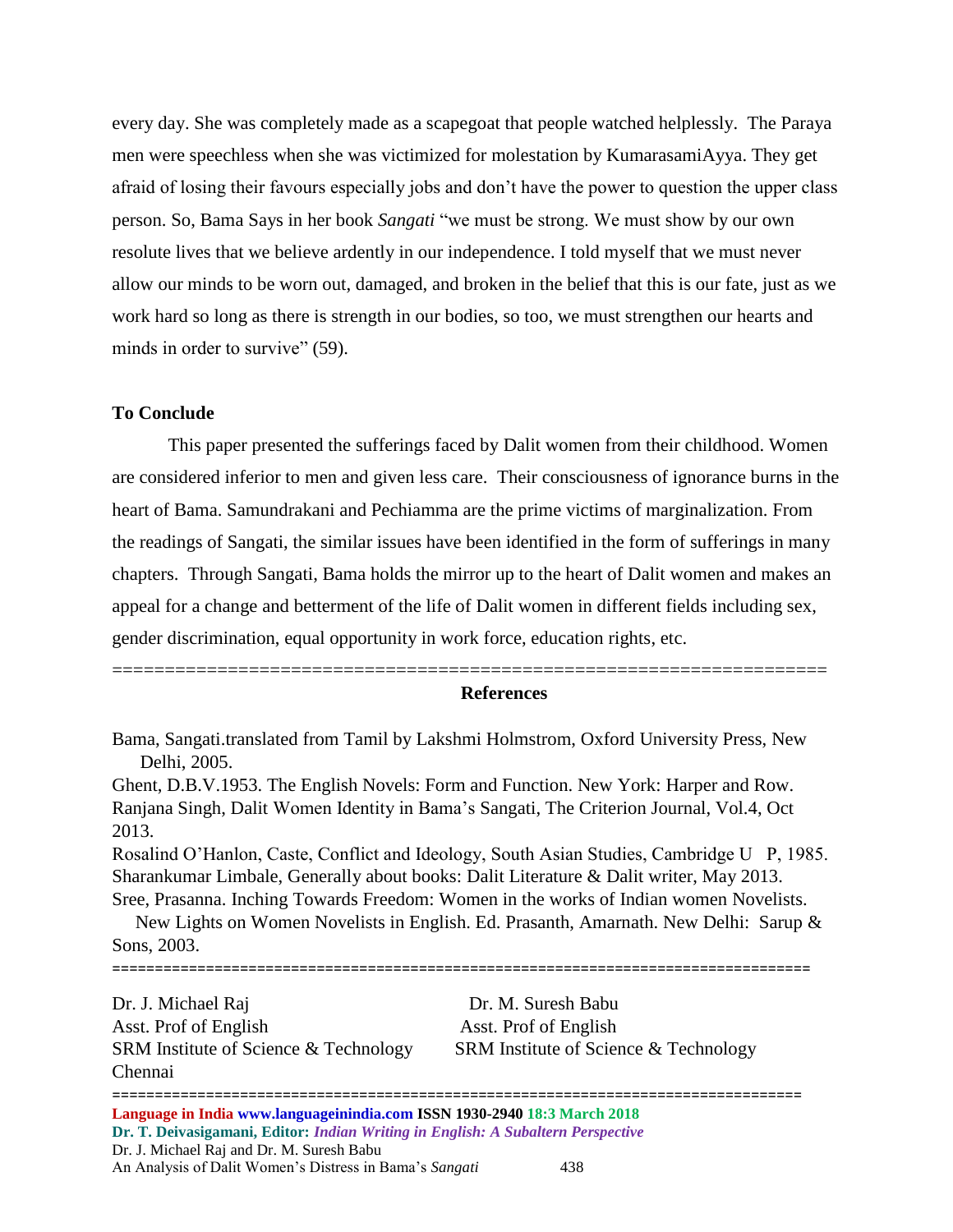every day. She was completely made as a scapegoat that people watched helplessly. The Paraya men were speechless when she was victimized for molestation by KumarasamiAyya. They get afraid of losing their favours especially jobs and don't have the power to question the upper class person. So, Bama Says in her book *Sangati* "we must be strong. We must show by our own resolute lives that we believe ardently in our independence. I told myself that we must never allow our minds to be worn out, damaged, and broken in the belief that this is our fate, just as we work hard so long as there is strength in our bodies, so too, we must strengthen our hearts and minds in order to survive" (59).

**To Conclude**

This paper presented the sufferings faced by Dalit women from their childhood. Women are considered inferior to men and given less care. Their consciousness of ignorance burns in the heart of Bama. Samundrakani and Pechiamma are the prime victims of marginalization. From the readings of Sangati, the similar issues have been identified in the form of sufferings in many chapters. Through Sangati, Bama holds the mirror up to the heart of Dalit women and makes an appeal for a change and betterment of the life of Dalit women in different fields including sex, gender discrimination, equal opportunity in work force, education rights, etc.

=====================================================================

**References**

Bama, Sangati.translated from Tamil by Lakshmi Holmstrom, Oxford University Press, New Delhi, 2005.

Ghent, D.B.V.1953. The English Novels: Form and Function. New York: Harper and Row.

Ranjana Singh, Dalit Women Identity in Bama's Sangati, The Criterion Journal, Vol.4, Oct 2013.

Rosalind O'Hanlon, Caste, Conflict and Ideology, South Asian Studies, Cambridge U P, 1985.

Sharankumar Limbale, Generally about books: Dalit Literature & Dalit writer, May 2013.

Sree, Prasanna. Inching Towards Freedom: Women in the works of Indian women Novelists. New Lights on Women Novelists in English. Ed. Prasanth, Amarnath. New Delhi: Sarup & Sons, 2003.

=====================================================================

Dr. J. Michael Raj
Asst. Prof of English
SRM Institute of Science & Technology
Chennai

Dr. M. Suresh Babu
Asst. Prof of English
SRM Institute of Science & Technology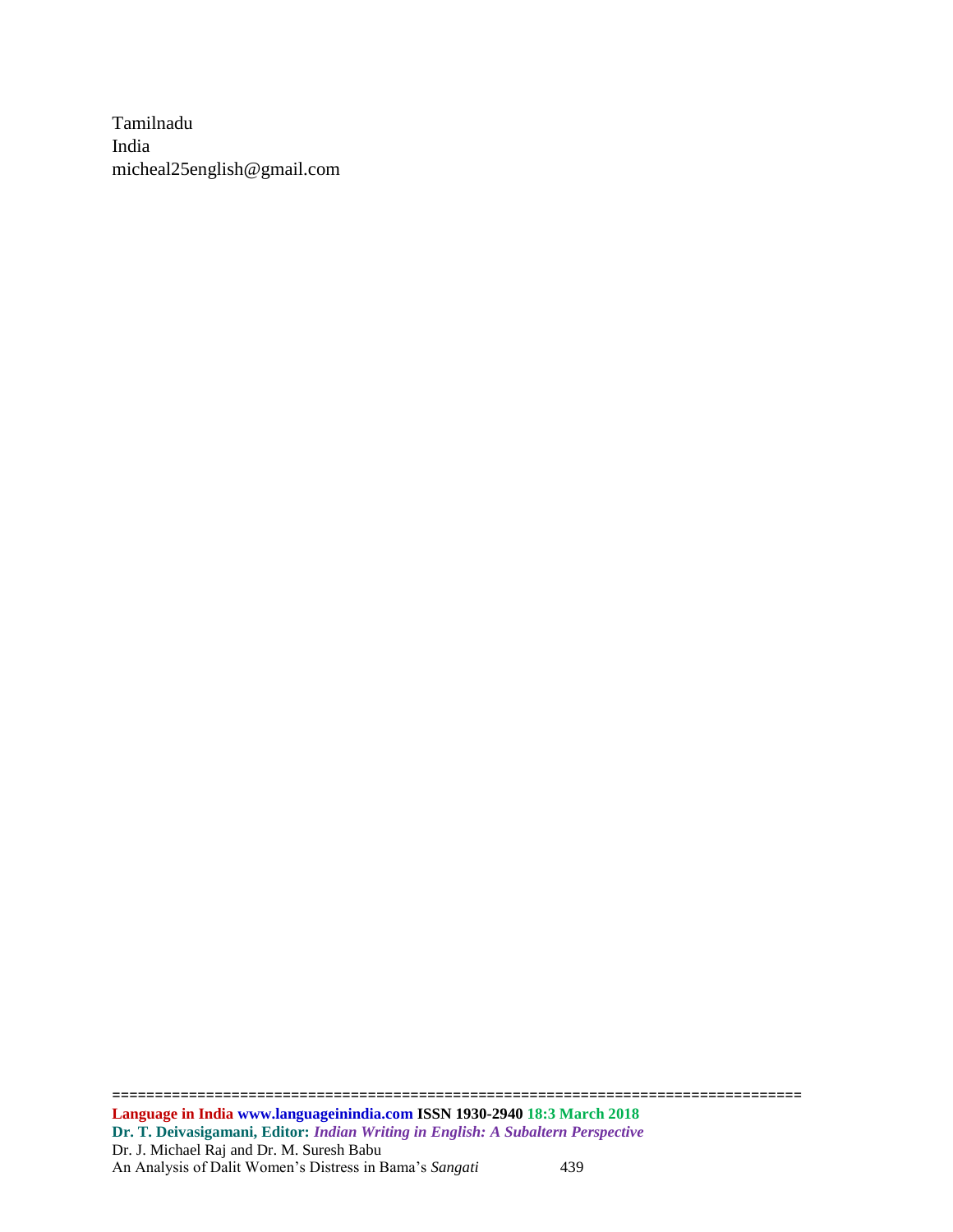Tamilnadu
India
micheal25english@gmail.com